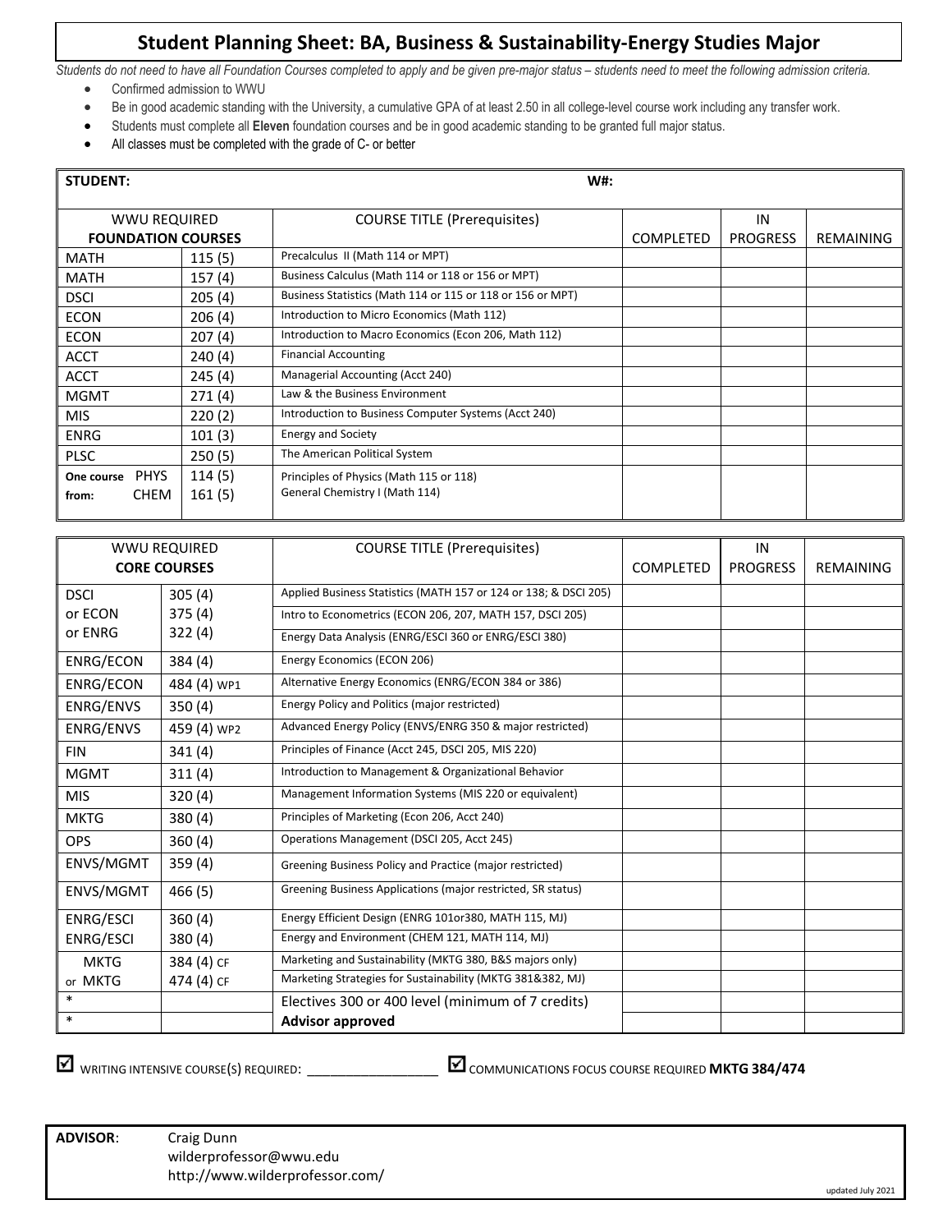# Student Planning Sheet: BA, Business & Sustainability-Energy Studies Major

*Students do not need to have all Foundation Courses completed to apply and be given pre-major status – students need to meet the following admission criteria.*

- Confirmed admission to WWU
- Be in good academic standing with the University, a cumulative GPA of at least 2.50 in all college-level course work including any transfer work.
- Students must complete all **Eleven** foundation courses and be in good academic standing to be granted full major status.
- All classes must be completed with the grade of C- or better

**STUDENT:** **W#:**

| WWU REQUIRED FOUNDATION COURSES | | COURSE TITLE (Prerequisites) | COMPLETED | IN PROGRESS | REMAINING |
|---|---|---|---|---|---|
| MATH | 115 (5) | Precalculus II (Math 114 or MPT) | | | |
| MATH | 157 (4) | Business Calculus (Math 114 or 118 or 156 or MPT) | | | |
| DSCI | 205 (4) | Business Statistics (Math 114 or 115 or 118 or 156 or MPT) | | | |
| ECON | 206 (4) | Introduction to Micro Economics (Math 112) | | | |
| ECON | 207 (4) | Introduction to Macro Economics (Econ 206, Math 112) | | | |
| ACCT | 240 (4) | Financial Accounting | | | |
| ACCT | 245 (4) | Managerial Accounting (Acct 240) | | | |
| MGMT | 271 (4) | Law & the Business Environment | | | |
| MIS | 220 (2) | Introduction to Business Computer Systems (Acct 240) | | | |
| ENRG | 101 (3) | Energy and Society | | | |
| PLSC | 250 (5) | The American Political System | | | |
| **One course from:** PHYS / CHEM | 114 (5) / 161 (5) | Principles of Physics (Math 115 or 118) / General Chemistry I (Math 114) | | | |

| WWU REQUIRED CORE COURSES | | COURSE TITLE (Prerequisites) | COMPLETED | IN PROGRESS | REMAINING |
|---|---|---|---|---|---|
| DSCI | 305 (4) | Applied Business Statistics (MATH 157 or 124 or 138; & DSCI 205) | | | |
| or ECON | 375 (4) | Intro to Econometrics (ECON 206, 207, MATH 157, DSCI 205) | | | |
| or ENRG | 322 (4) | Energy Data Analysis (ENRG/ESCI 360 or ENRG/ESCI 380) | | | |
| ENRG/ECON | 384 (4) | Energy Economics (ECON 206) | | | |
| ENRG/ECON | 484 (4) WP1 | Alternative Energy Economics (ENRG/ECON 384 or 386) | | | |
| ENRG/ENVS | 350 (4) | Energy Policy and Politics (major restricted) | | | |
| ENRG/ENVS | 459 (4) WP2 | Advanced Energy Policy (ENVS/ENRG 350 & major restricted) | | | |
| FIN | 341 (4) | Principles of Finance (Acct 245, DSCI 205, MIS 220) | | | |
| MGMT | 311 (4) | Introduction to Management & Organizational Behavior | | | |
| MIS | 320 (4) | Management Information Systems (MIS 220 or equivalent) | | | |
| MKTG | 380 (4) | Principles of Marketing (Econ 206, Acct 240) | | | |
| OPS | 360 (4) | Operations Management (DSCI 205, Acct 245) | | | |
| ENVS/MGMT | 359 (4) | Greening Business Policy and Practice (major restricted) | | | |
| ENVS/MGMT | 466 (5) | Greening Business Applications (major restricted, SR status) | | | |
| ENRG/ESCI | 360 (4) | Energy Efficient Design (ENRG 101or380, MATH 115, MJ) | | | |
| ENRG/ESCI | 380 (4) | Energy and Environment (CHEM 121, MATH 114, MJ) | | | |
| MKTG | 384 (4) CF | Marketing and Sustainability (MKTG 380, B&S majors only) | | | |
| or MKTG | 474 (4) CF | Marketing Strategies for Sustainability (MKTG 381&382, MJ) | | | |
| * | | Electives 300 or 400 level (minimum of 7 credits) | | | |
| * | | **Advisor approved** | | | |

☑ WRITING INTENSIVE COURSE(S) REQUIRED: ________________ ☑ COMMUNICATIONS FOCUS COURSE REQUIRED **MKTG 384/474**

**ADVISOR**: Craig Dunn
wilderprofessor@wwu.edu
http://www.wilderprofessor.com/

updated July 2021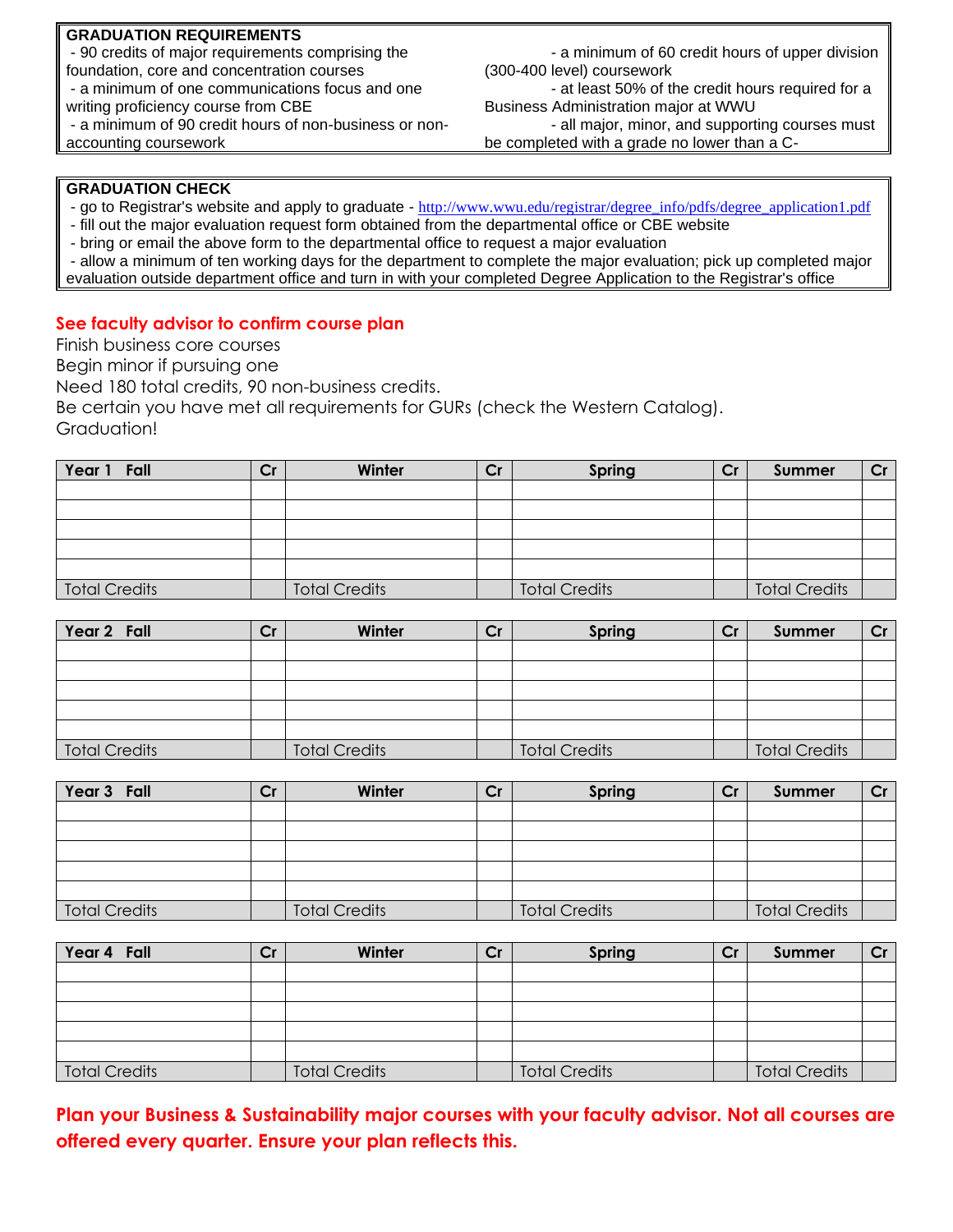## GRADUATION REQUIREMENTS

- 90 credits of major requirements comprising the foundation, core and concentration courses
- a minimum of one communications focus and one writing proficiency course from CBE
- a minimum of 90 credit hours of non-business or non-accounting coursework
- a minimum of 60 credit hours of upper division (300-400 level) coursework
- at least 50% of the credit hours required for a Business Administration major at WWU
- all major, minor, and supporting courses must be completed with a grade no lower than a C-

## GRADUATION CHECK

- go to Registrar's website and apply to graduate - http://www.wwu.edu/registrar/degree_info/pdfs/degree_application1.pdf
- fill out the major evaluation request form obtained from the departmental office or CBE website
- bring or email the above form to the departmental office to request a major evaluation
- allow a minimum of ten working days for the department to complete the major evaluation; pick up completed major evaluation outside department office and turn in with your completed Degree Application to the Registrar's office

**See faculty advisor to confirm course plan**

Finish business core courses
Begin minor if pursuing one
Need 180 total credits, 90 non-business credits.
Be certain you have met all requirements for GURs (check the Western Catalog).
Graduation!

| Year 1 Fall | Cr | Winter | Cr | Spring | Cr | Summer | Cr |
|---|---|---|---|---|---|---|---|
| | | | | | | | |
| | | | | | | | |
| | | | | | | | |
| | | | | | | | |
| | | | | | | | |
| Total Credits | | Total Credits | | Total Credits | | Total Credits | |

| Year 2 Fall | Cr | Winter | Cr | Spring | Cr | Summer | Cr |
|---|---|---|---|---|---|---|---|
| | | | | | | | |
| | | | | | | | |
| | | | | | | | |
| | | | | | | | |
| | | | | | | | |
| Total Credits | | Total Credits | | Total Credits | | Total Credits | |

| Year 3 Fall | Cr | Winter | Cr | Spring | Cr | Summer | Cr |
|---|---|---|---|---|---|---|---|
| | | | | | | | |
| | | | | | | | |
| | | | | | | | |
| | | | | | | | |
| | | | | | | | |
| Total Credits | | Total Credits | | Total Credits | | Total Credits | |

| Year 4 Fall | Cr | Winter | Cr | Spring | Cr | Summer | Cr |
|---|---|---|---|---|---|---|---|
| | | | | | | | |
| | | | | | | | |
| | | | | | | | |
| | | | | | | | |
| | | | | | | | |
| Total Credits | | Total Credits | | Total Credits | | Total Credits | |

**Plan your Business & Sustainability major courses with your faculty advisor. Not all courses are offered every quarter. Ensure your plan reflects this.**